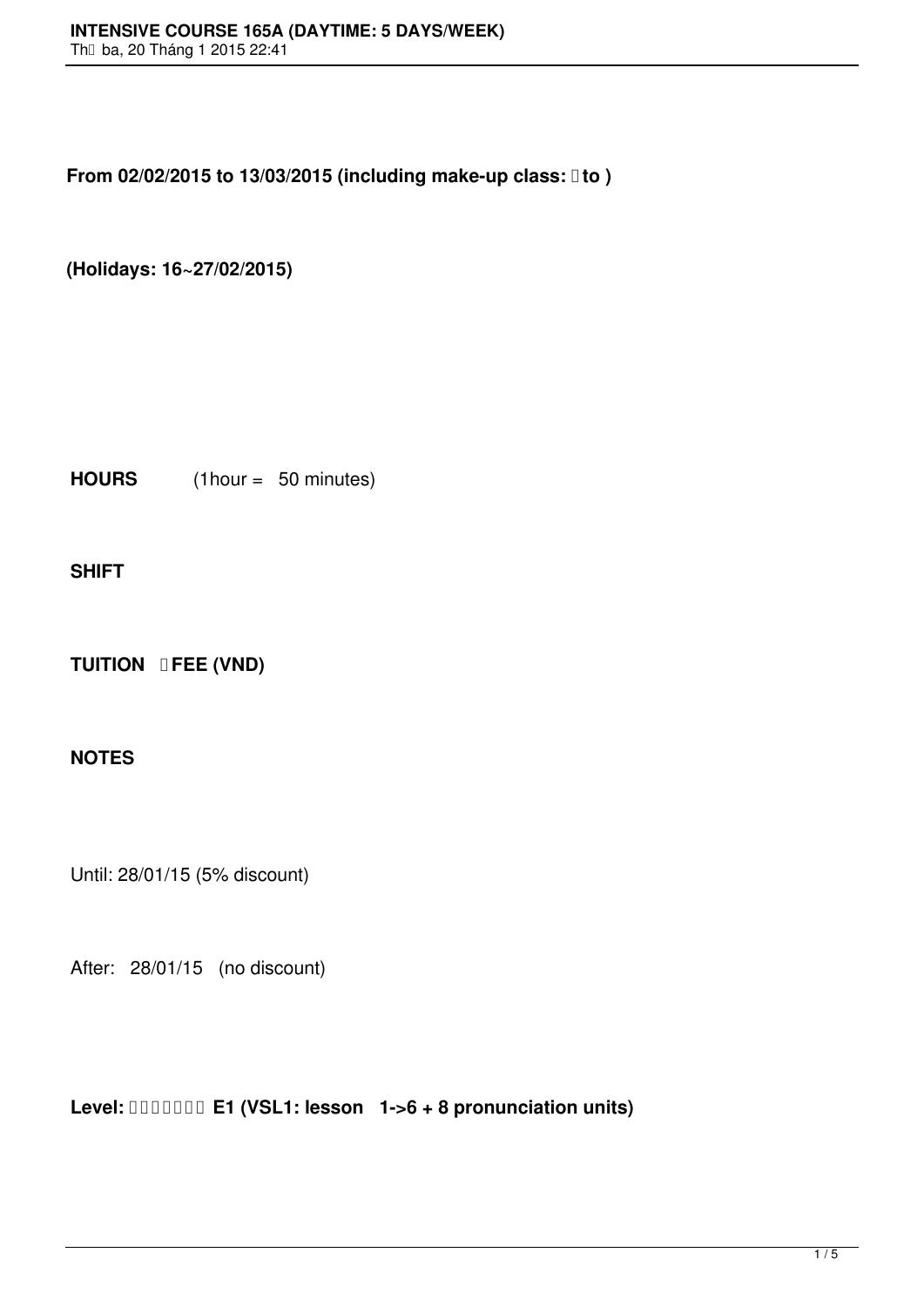**From 02/02/2015 to 13/03/2015 (including make-up class: □ to )**

**(Holidays: 16~27/02/2015)**

**HOURS** (1hour = 50 minutes)

**SHIFT**

**TUITION □FEE (VND)**

**NOTES**

Until: 28/01/15 (5% discount)

After: 28/01/15 (no discount)

**Level: □□□□□□□ E1 (VSL1: lesson 1->6 + 8 pronunciation units)**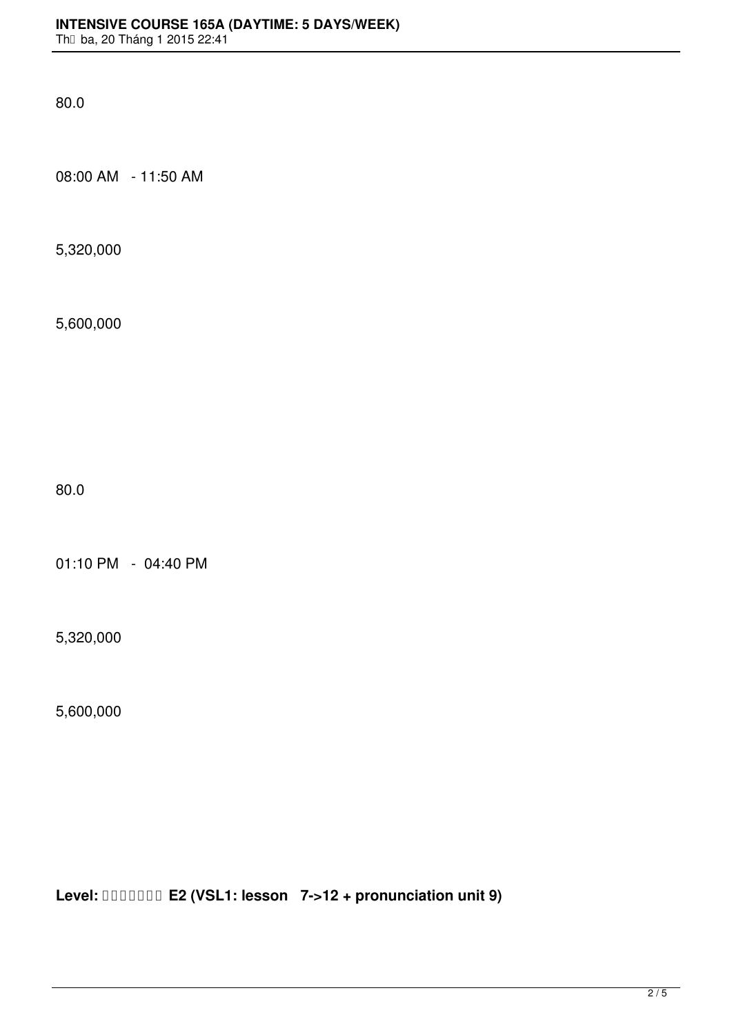80.0

08:00 AM - 11:50 AM

5,320,000

5,600,000

80.0

01:10 PM - 04:40 PM

5,320,000

5,600,000

**Level: E2 (VSL1: lesson 7->12 + pronunciation unit 9)**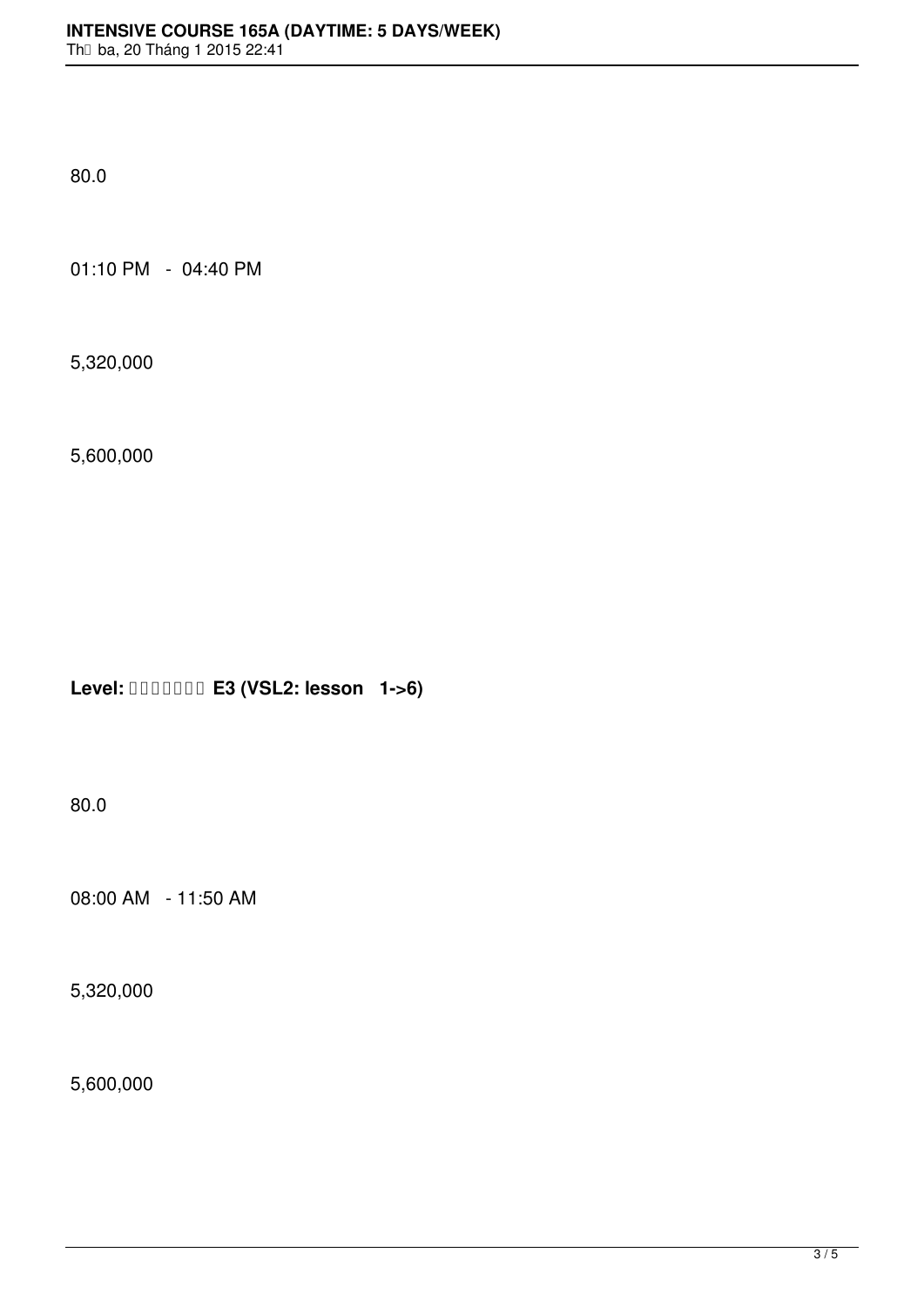80.0

01:10 PM   -  04:40 PM

5,320,000

5,600,000

**Level: □□□□□□□ E3 (VSL2: lesson   1->6)**

80.0

08:00 AM   - 11:50 AM

5,320,000

5,600,000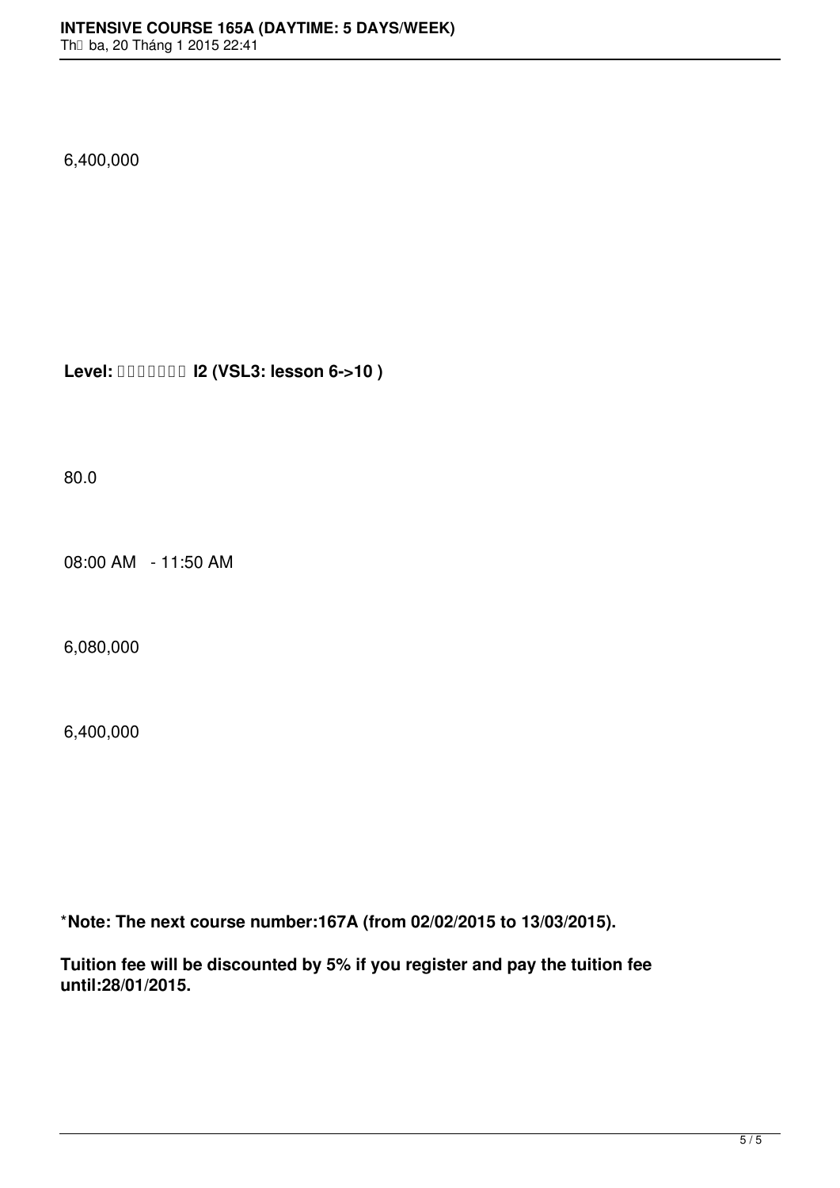6,400,000

**Level: □□□□□□□ I2 (VSL3: lesson 6->10 )**

80.0

08:00 AM   - 11:50 AM

6,080,000

6,400,000

***Note: The next course number:167A (from 02/02/2015 to 13/03/2015).**

**Tuition fee will be discounted by 5% if you register and pay the tuition fee until:28/01/2015.**